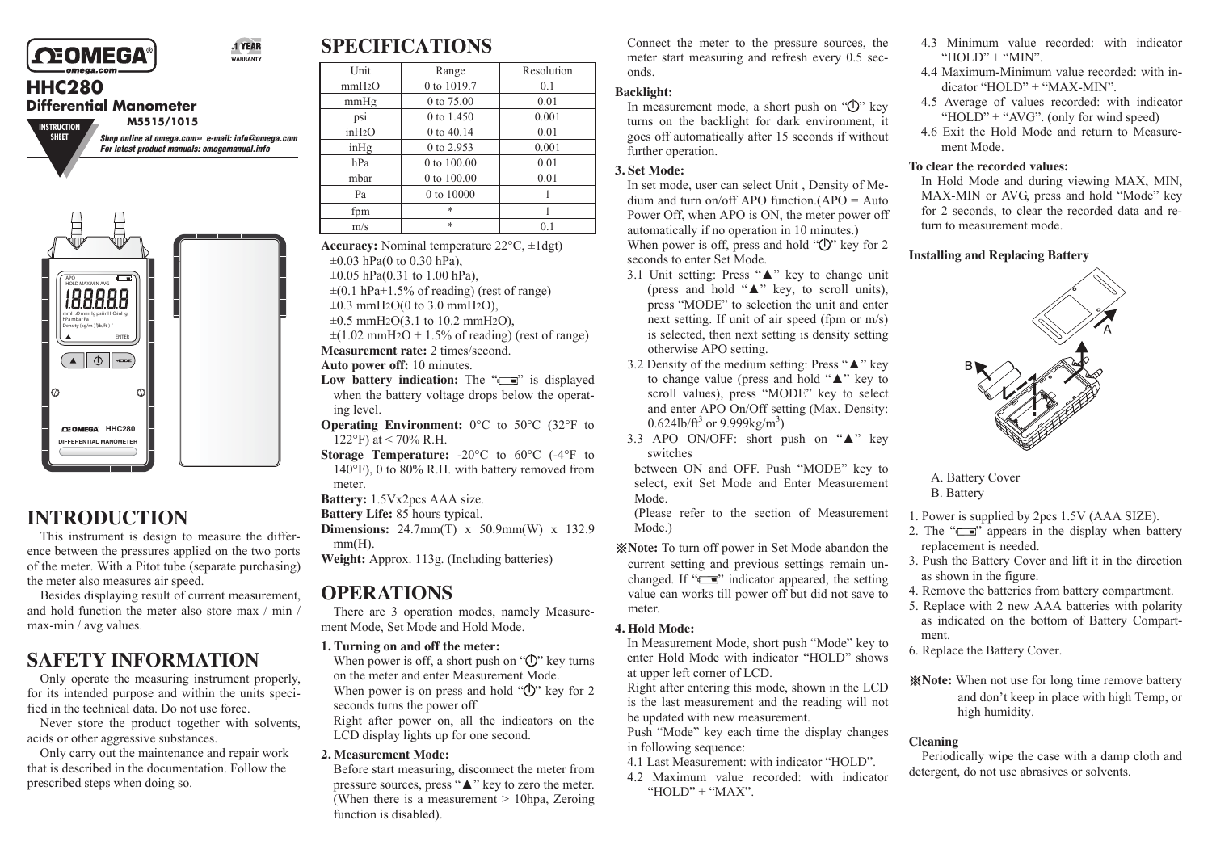# OMEGA

omega.com

1 YEAR WARRANTY

## HHC280

### Differential Manometer

INSTRUCTION SHEET

M5515/1015

*Shop online at omega.com e-mail: info@omega.com*
*For latest product manuals: omegamanual.info*

## INTRODUCTION

This instrument is design to measure the difference between the pressures applied on the two ports of the meter. With a Pitot tube (separate purchasing) the meter also measures air speed.

Besides displaying result of current measurement, and hold function the meter also store max / min / max-min / avg values.

## SAFETY INFORMATION

Only operate the measuring instrument properly, for its intended purpose and within the units specified in the technical data. Do not use force.

Never store the product together with solvents, acids or other aggressive substances.

Only carry out the maintenance and repair work that is described in the documentation. Follow the prescribed steps when doing so.

## SPECIFICATIONS

| Unit | Range | Resolution |
|---|---|---|
| $mmH_2O$ | 0 to 1019.7 | 0.1 |
| mmHg | 0 to 75.00 | 0.01 |
| psi | 0 to 1.450 | 0.001 |
| $inH_2O$ | 0 to 40.14 | 0.01 |
| inHg | 0 to 2.953 | 0.001 |
| hPa | 0 to 100.00 | 0.01 |
| mbar | 0 to 100.00 | 0.01 |
| Pa | 0 to 10000 | 1 |
| fpm | * | 1 |
| m/s | * | 0.1 |

**Accuracy:** Nominal temperature 22°C, ±1dgt)
±0.03 hPa(0 to 0.30 hPa),
±0.05 hPa(0.31 to 1.00 hPa),
±(0.1 hPa+1.5% of reading) (rest of range)
±0.3 $mmH_2O$(0 to 3.0 $mmH_2O$),
±0.5 $mmH_2O$(3.1 to 10.2 $mmH_2O$),
±(1.02 $mmH_2O$ + 1.5% of reading) (rest of range)

**Measurement rate:** 2 times/second.

**Auto power off:** 10 minutes.

**Low battery indication:** The "battery" is displayed when the battery voltage drops below the operating level.

**Operating Environment:** 0°C to 50°C (32°F to 122°F) at < 70% R.H.

**Storage Temperature:** -20°C to 60°C (-4°F to 140°F), 0 to 80% R.H. with battery removed from meter.

**Battery:** 1.5Vx2pcs AAA size.

**Battery Life:** 85 hours typical.

**Dimensions:** 24.7mm(T) x 50.9mm(W) x 132.9 mm(H).

**Weight:** Approx. 113g. (Including batteries)

## OPERATIONS

There are 3 operation modes, namely Measurement Mode, Set Mode and Hold Mode.

**1. Turning on and off the meter:**

When power is off, a short push on "⏻" key turns on the meter and enter Measurement Mode.

When power is on press and hold "⏻" key for 2 seconds turns the power off.

Right after power on, all the indicators on the LCD display lights up for one second.

**2. Measurement Mode:**

Before start measuring, disconnect the meter from pressure sources, press "▲" key to zero the meter. (When there is a measurement > 10hpa, Zeroing function is disabled).

Connect the meter to the pressure sources, the meter start measuring and refresh every 0.5 seconds.

**Backlight:**

In measurement mode, a short push on "⏻" key turns on the backlight for dark environment, it goes off automatically after 15 seconds if without further operation.

**3. Set Mode:**

In set mode, user can select Unit , Density of Medium and turn on/off APO function.(APO = Auto Power Off, when APO is ON, the meter power off automatically if no operation in 10 minutes.)

When power is off, press and hold "⏻" key for 2 seconds to enter Set Mode.

3.1 Unit setting: Press "▲" key to change unit (press and hold "▲" key, to scroll units), press "MODE" to selection the unit and enter next setting. If unit of air speed (fpm or m/s) is selected, then next setting is density setting otherwise APO setting.

3.2 Density of the medium setting: Press "▲" key to change value (press and hold "▲" key to scroll values), press "MODE" key to select and enter APO On/Off setting (Max. Density: $0.624lb/ft^3$ or $9.999kg/m^3$)

3.3 APO ON/OFF: short push on "▲" key switches

between ON and OFF. Push "MODE" key to select, exit Set Mode and Enter Measurement Mode.

(Please refer to the section of Measurement Mode.)

※**Note:** To turn off power in Set Mode abandon the current setting and previous settings remain unchanged. If "battery" indicator appeared, the setting value can works till power off but did not save to meter.

**4. Hold Mode:**

In Measurement Mode, short push "Mode" key to enter Hold Mode with indicator "HOLD" shows at upper left corner of LCD.

Right after entering this mode, shown in the LCD is the last measurement and the reading will not be updated with new measurement.

Push "Mode" key each time the display changes in following sequence:

4.1 Last Measurement: with indicator "HOLD".

4.2 Maximum value recorded: with indicator "HOLD" + "MAX".

4.3 Minimum value recorded: with indicator "HOLD" + "MIN".

4.4 Maximum-Minimum value recorded: with indicator "HOLD" + "MAX-MIN".

4.5 Average of values recorded: with indicator "HOLD" + "AVG". (only for wind speed)

4.6 Exit the Hold Mode and return to Measurement Mode.

**To clear the recorded values:**

In Hold Mode and during viewing MAX, MIN, MAX-MIN or AVG, press and hold "Mode" key for 2 seconds, to clear the recorded data and return to measurement mode.

**Installing and Replacing Battery**

A. Battery Cover
B. Battery

1. Power is supplied by 2pcs 1.5V (AAA SIZE).
2. The "battery" appears in the display when battery replacement is needed.
3. Push the Battery Cover and lift it in the direction as shown in the figure.
4. Remove the batteries from battery compartment.
5. Replace with 2 new AAA batteries with polarity as indicated on the bottom of Battery Compartment.
6. Replace the Battery Cover.

※**Note:** When not use for long time remove battery and don't keep in place with high Temp, or high humidity.

**Cleaning**

Periodically wipe the case with a damp cloth and detergent, do not use abrasives or solvents.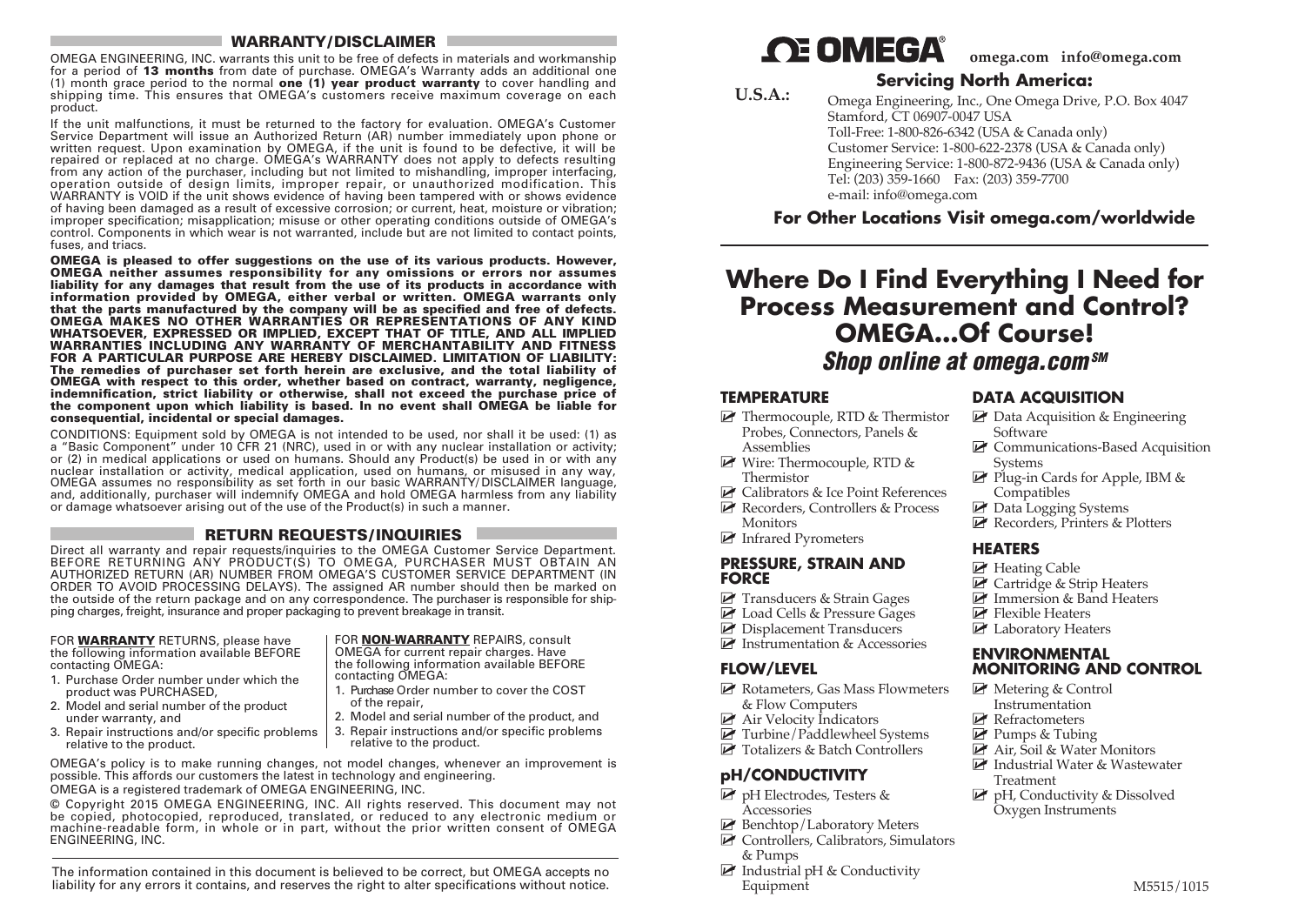## WARRANTY/DISCLAIMER

OMEGA ENGINEERING, INC. warrants this unit to be free of defects in materials and workmanship for a period of **13 months** from date of purchase. OMEGA's Warranty adds an additional one (1) month grace period to the normal **one (1) year product warranty** to cover handling and shipping time. This ensures that OMEGA's customers receive maximum coverage on each product.

If the unit malfunctions, it must be returned to the factory for evaluation. OMEGA's Customer Service Department will issue an Authorized Return (AR) number immediately upon phone or written request. Upon examination by OMEGA, if the unit is found to be defective, it will be repaired or replaced at no charge. OMEGA's WARRANTY does not apply to defects resulting from any action of the purchaser, including but not limited to mishandling, improper interfacing, operation outside of design limits, improper repair, or unauthorized modification. This WARRANTY is VOID if the unit shows evidence of having been tampered with or shows evidence of having been damaged as a result of excessive corrosion; or current, heat, moisture or vibration; improper specification; misapplication; misuse or other operating conditions outside of OMEGA's control. Components in which wear is not warranted, include but are not limited to contact points, fuses, and triacs.

**OMEGA is pleased to offer suggestions on the use of its various products. However, OMEGA neither assumes responsibility for any omissions or errors nor assumes liability for any damages that result from the use of its products in accordance with information provided by OMEGA, either verbal or written. OMEGA warrants only that the parts manufactured by the company will be as specified and free of defects. OMEGA MAKES NO OTHER WARRANTIES OR REPRESENTATIONS OF ANY KIND WHATSOEVER, EXPRESSED OR IMPLIED, EXCEPT THAT OF TITLE, AND ALL IMPLIED WARRANTIES INCLUDING ANY WARRANTY OF MERCHANTABILITY AND FITNESS FOR A PARTICULAR PURPOSE ARE HEREBY DISCLAIMED. LIMITATION OF LIABILITY: The remedies of purchaser set forth herein are exclusive, and the total liability of OMEGA with respect to this order, whether based on contract, warranty, negligence, indemnification, strict liability or otherwise, shall not exceed the purchase price of the component upon which liability is based. In no event shall OMEGA be liable for consequential, incidental or special damages.**

CONDITIONS: Equipment sold by OMEGA is not intended to be used, nor shall it be used: (1) as a "Basic Component" under 10 CFR 21 (NRC), used in or with any nuclear installation or activity; or (2) in medical applications or used on humans. Should any Product(s) be used in or with any nuclear installation or activity, medical application, used on humans, or misused in any way, OMEGA assumes no responsibility as set forth in our basic WARRANTY/DISCLAIMER language, and, additionally, purchaser will indemnify OMEGA and hold OMEGA harmless from any liability or damage whatsoever arising out of the use of the Product(s) in such a manner.

## RETURN REQUESTS/INQUIRIES

Direct all warranty and repair requests/inquiries to the OMEGA Customer Service Department. BEFORE RETURNING ANY PRODUCT(S) TO OMEGA, PURCHASER MUST OBTAIN AN AUTHORIZED RETURN (AR) NUMBER FROM OMEGA'S CUSTOMER SERVICE DEPARTMENT (IN ORDER TO AVOID PROCESSING DELAYS). The assigned AR number should then be marked on the outside of the return package and on any correspondence. The purchaser is responsible for shipping charges, freight, insurance and proper packaging to prevent breakage in transit.

FOR **WARRANTY** RETURNS, please have the following information available BEFORE contacting OMEGA:

1. Purchase Order number under which the product was PURCHASED,
2. Model and serial number of the product under warranty, and
3. Repair instructions and/or specific problems relative to the product.

FOR **NON-WARRANTY** REPAIRS, consult OMEGA for current repair charges. Have the following information available BEFORE contacting OMEGA:

1. Purchase Order number to cover the COST of the repair,
2. Model and serial number of the product, and
3. Repair instructions and/or specific problems relative to the product.

OMEGA's policy is to make running changes, not model changes, whenever an improvement is possible. This affords our customers the latest in technology and engineering.

OMEGA is a registered trademark of OMEGA ENGINEERING, INC.

© Copyright 2015 OMEGA ENGINEERING, INC. All rights reserved. This document may not be copied, photocopied, reproduced, translated, or reduced to any electronic medium or machine-readable form, in whole or in part, without the prior written consent of OMEGA ENGINEERING, INC.

The information contained in this document is believed to be correct, but OMEGA accepts no liability for any errors it contains, and reserves the right to alter specifications without notice.

# OMEGA®

**omega.com info@omega.com**

## Servicing North America:

**U.S.A.:** Omega Engineering, Inc., One Omega Drive, P.O. Box 4047
Stamford, CT 06907-0047 USA
Toll-Free: 1-800-826-6342 (USA & Canada only)
Customer Service: 1-800-622-2378 (USA & Canada only)
Engineering Service: 1-800-872-9436 (USA & Canada only)
Tel: (203) 359-1660 Fax: (203) 359-7700
e-mail: info@omega.com

**For Other Locations Visit omega.com/worldwide**

# Where Do I Find Everything I Need for Process Measurement and Control? OMEGA…Of Course!

***Shop online at omega.com℠***

### TEMPERATURE

- Thermocouple, RTD & Thermistor Probes, Connectors, Panels & Assemblies
- Wire: Thermocouple, RTD & Thermistor
- Calibrators & Ice Point References
- Recorders, Controllers & Process Monitors
- Infrared Pyrometers

### PRESSURE, STRAIN AND FORCE

- Transducers & Strain Gages
- Load Cells & Pressure Gages
- Displacement Transducers
- Instrumentation & Accessories

### FLOW/LEVEL

- Rotameters, Gas Mass Flowmeters & Flow Computers
- Air Velocity Indicators
- Turbine/Paddlewheel Systems
- Totalizers & Batch Controllers

### pH/CONDUCTIVITY

- pH Electrodes, Testers & Accessories
- Benchtop/Laboratory Meters
- Controllers, Calibrators, Simulators & Pumps
- Industrial pH & Conductivity Equipment

### DATA ACQUISITION

- Data Acquisition & Engineering Software
- Communications-Based Acquisition Systems
- Plug-in Cards for Apple, IBM & Compatibles
- Data Logging Systems
- Recorders, Printers & Plotters

### HEATERS

- Heating Cable
- Cartridge & Strip Heaters
- Immersion & Band Heaters
- Flexible Heaters
- Laboratory Heaters

### ENVIRONMENTAL MONITORING AND CONTROL

- Metering & Control Instrumentation
- Refractometers
- Pumps & Tubing
- Air, Soil & Water Monitors
- Industrial Water & Wastewater Treatment
- pH, Conductivity & Dissolved Oxygen Instruments

M5515/1015